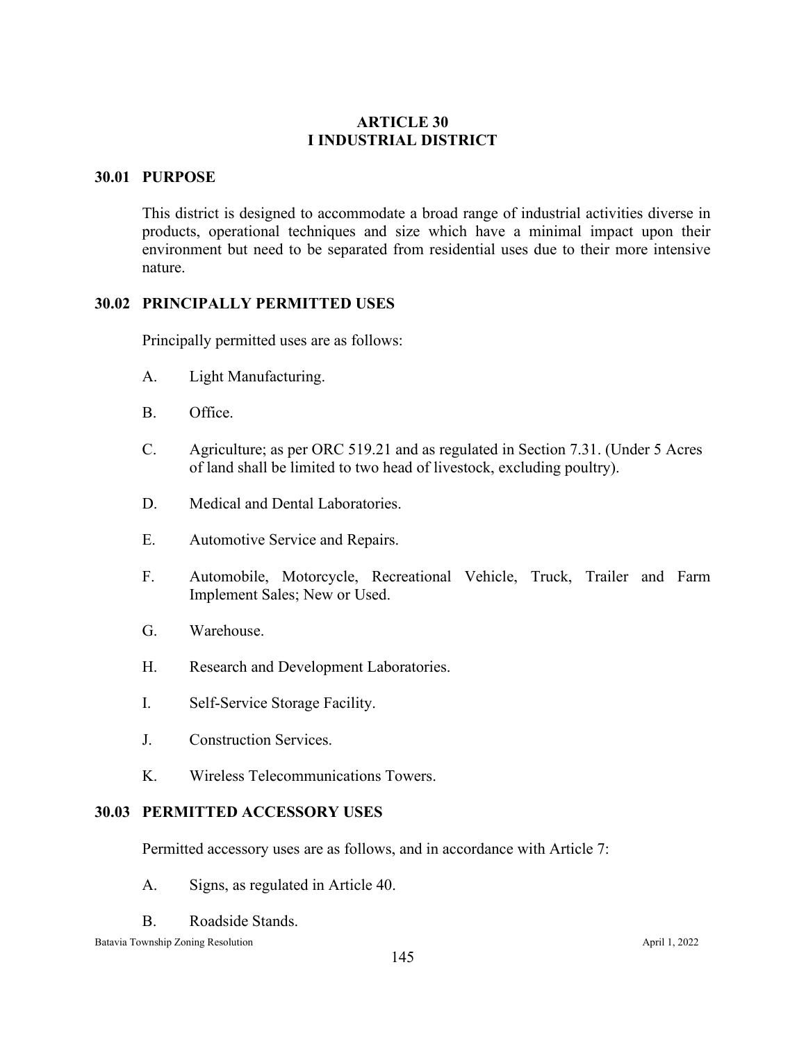# ARTICLE 30
# I INDUSTRIAL DISTRICT

## 30.01 PURPOSE

This district is designed to accommodate a broad range of industrial activities diverse in products, operational techniques and size which have a minimal impact upon their environment but need to be separated from residential uses due to their more intensive nature.

## 30.02 PRINCIPALLY PERMITTED USES

Principally permitted uses are as follows:

A. Light Manufacturing.

B. Office.

C. Agriculture; as per ORC 519.21 and as regulated in Section 7.31. (Under 5 Acres of land shall be limited to two head of livestock, excluding poultry).

D. Medical and Dental Laboratories.

E. Automotive Service and Repairs.

F. Automobile, Motorcycle, Recreational Vehicle, Truck, Trailer and Farm Implement Sales; New or Used.

G. Warehouse.

H. Research and Development Laboratories.

I. Self-Service Storage Facility.

J. Construction Services.

K. Wireless Telecommunications Towers.

## 30.03 PERMITTED ACCESSORY USES

Permitted accessory uses are as follows, and in accordance with Article 7:

A. Signs, as regulated in Article 40.

B. Roadside Stands.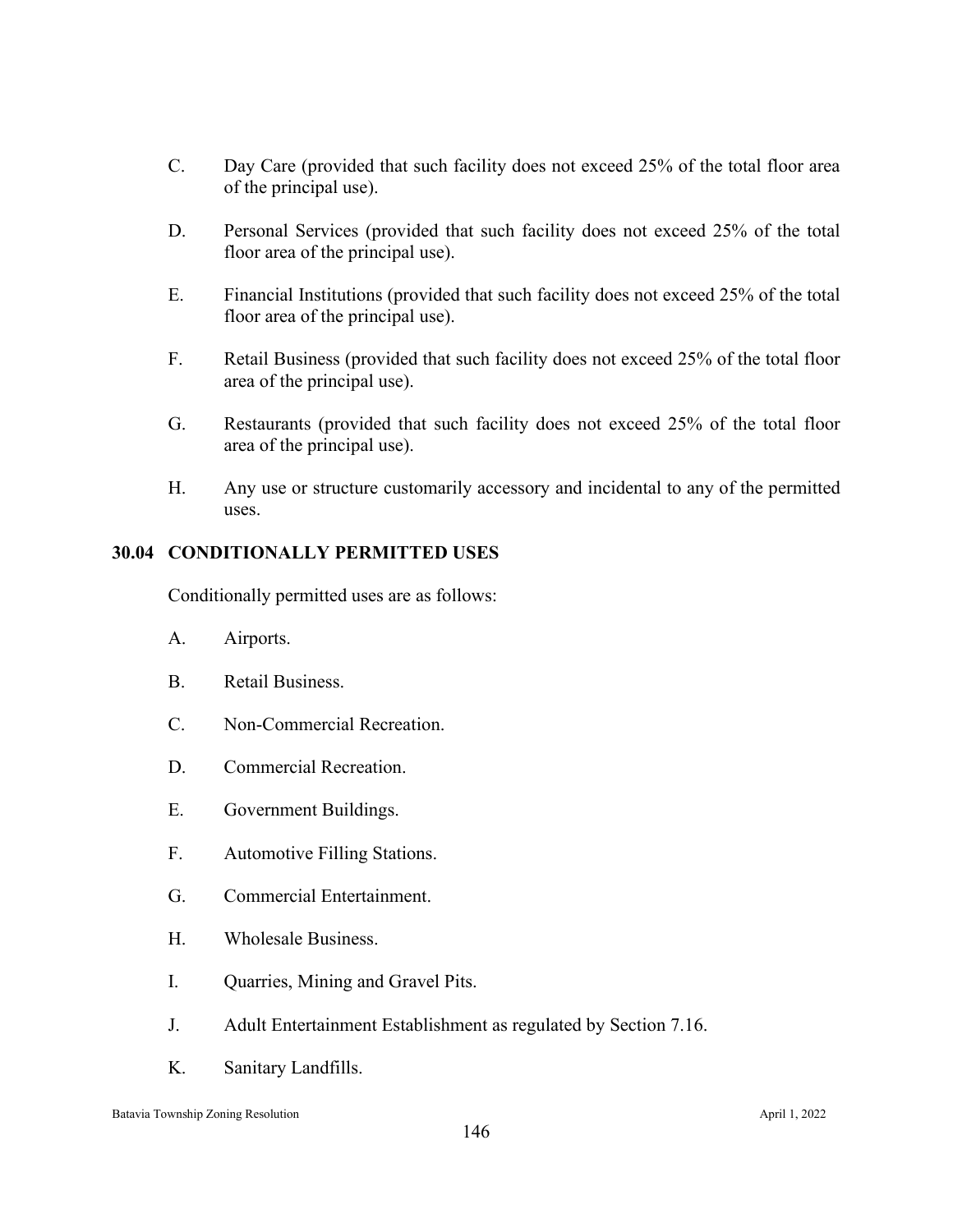C. Day Care (provided that such facility does not exceed 25% of the total floor area of the principal use).

D. Personal Services (provided that such facility does not exceed 25% of the total floor area of the principal use).

E. Financial Institutions (provided that such facility does not exceed 25% of the total floor area of the principal use).

F. Retail Business (provided that such facility does not exceed 25% of the total floor area of the principal use).

G. Restaurants (provided that such facility does not exceed 25% of the total floor area of the principal use).

H. Any use or structure customarily accessory and incidental to any of the permitted uses.

## 30.04 CONDITIONALLY PERMITTED USES

Conditionally permitted uses are as follows:

A. Airports.

B. Retail Business.

C. Non-Commercial Recreation.

D. Commercial Recreation.

E. Government Buildings.

F. Automotive Filling Stations.

G. Commercial Entertainment.

H. Wholesale Business.

I. Quarries, Mining and Gravel Pits.

J. Adult Entertainment Establishment as regulated by Section 7.16.

K. Sanitary Landfills.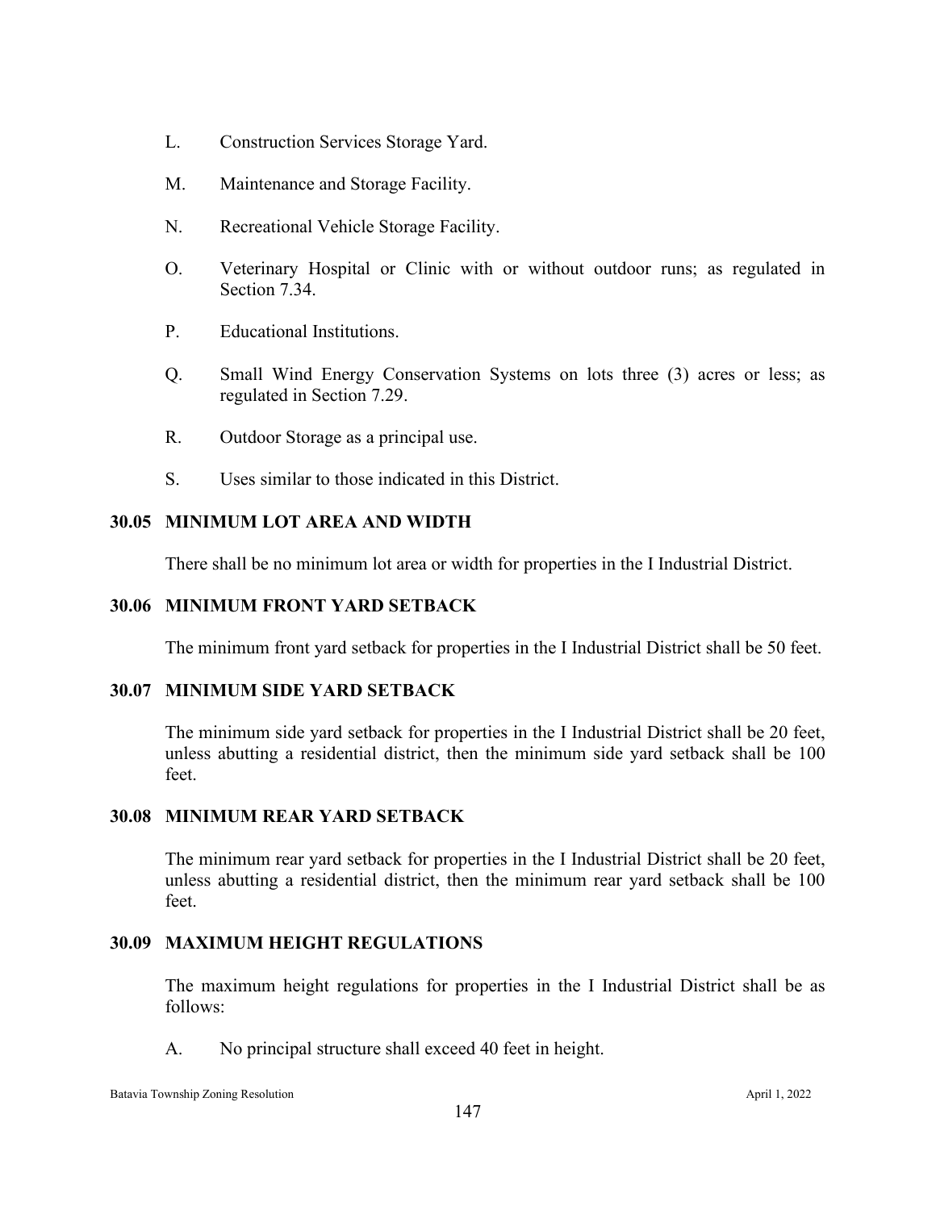L. Construction Services Storage Yard.

M. Maintenance and Storage Facility.

N. Recreational Vehicle Storage Facility.

O. Veterinary Hospital or Clinic with or without outdoor runs; as regulated in Section 7.34.

P. Educational Institutions.

Q. Small Wind Energy Conservation Systems on lots three (3) acres or less; as regulated in Section 7.29.

R. Outdoor Storage as a principal use.

S. Uses similar to those indicated in this District.

### 30.05 MINIMUM LOT AREA AND WIDTH

There shall be no minimum lot area or width for properties in the I Industrial District.

### 30.06 MINIMUM FRONT YARD SETBACK

The minimum front yard setback for properties in the I Industrial District shall be 50 feet.

### 30.07 MINIMUM SIDE YARD SETBACK

The minimum side yard setback for properties in the I Industrial District shall be 20 feet, unless abutting a residential district, then the minimum side yard setback shall be 100 feet.

### 30.08 MINIMUM REAR YARD SETBACK

The minimum rear yard setback for properties in the I Industrial District shall be 20 feet, unless abutting a residential district, then the minimum rear yard setback shall be 100 feet.

### 30.09 MAXIMUM HEIGHT REGULATIONS

The maximum height regulations for properties in the I Industrial District shall be as follows:

A. No principal structure shall exceed 40 feet in height.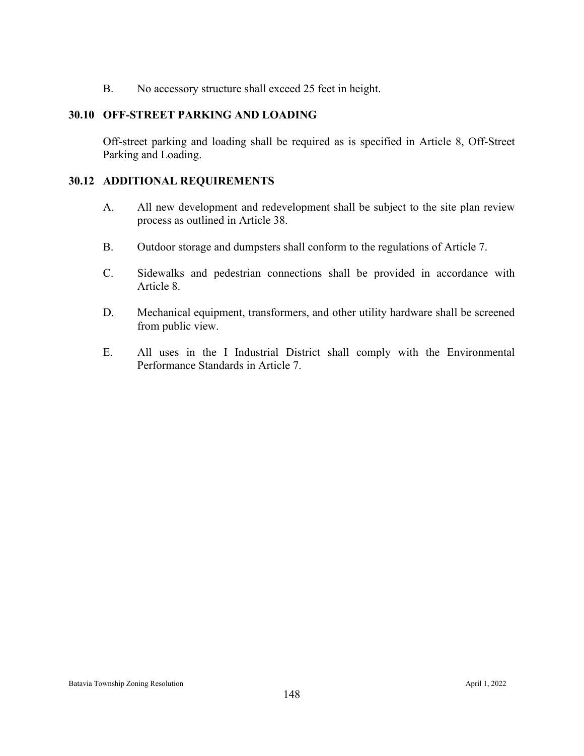B. No accessory structure shall exceed 25 feet in height.

## 30.10 OFF-STREET PARKING AND LOADING

Off-street parking and loading shall be required as is specified in Article 8, Off-Street Parking and Loading.

## 30.12 ADDITIONAL REQUIREMENTS

A. All new development and redevelopment shall be subject to the site plan review process as outlined in Article 38.

B. Outdoor storage and dumpsters shall conform to the regulations of Article 7.

C. Sidewalks and pedestrian connections shall be provided in accordance with Article 8.

D. Mechanical equipment, transformers, and other utility hardware shall be screened from public view.

E. All uses in the I Industrial District shall comply with the Environmental Performance Standards in Article 7.